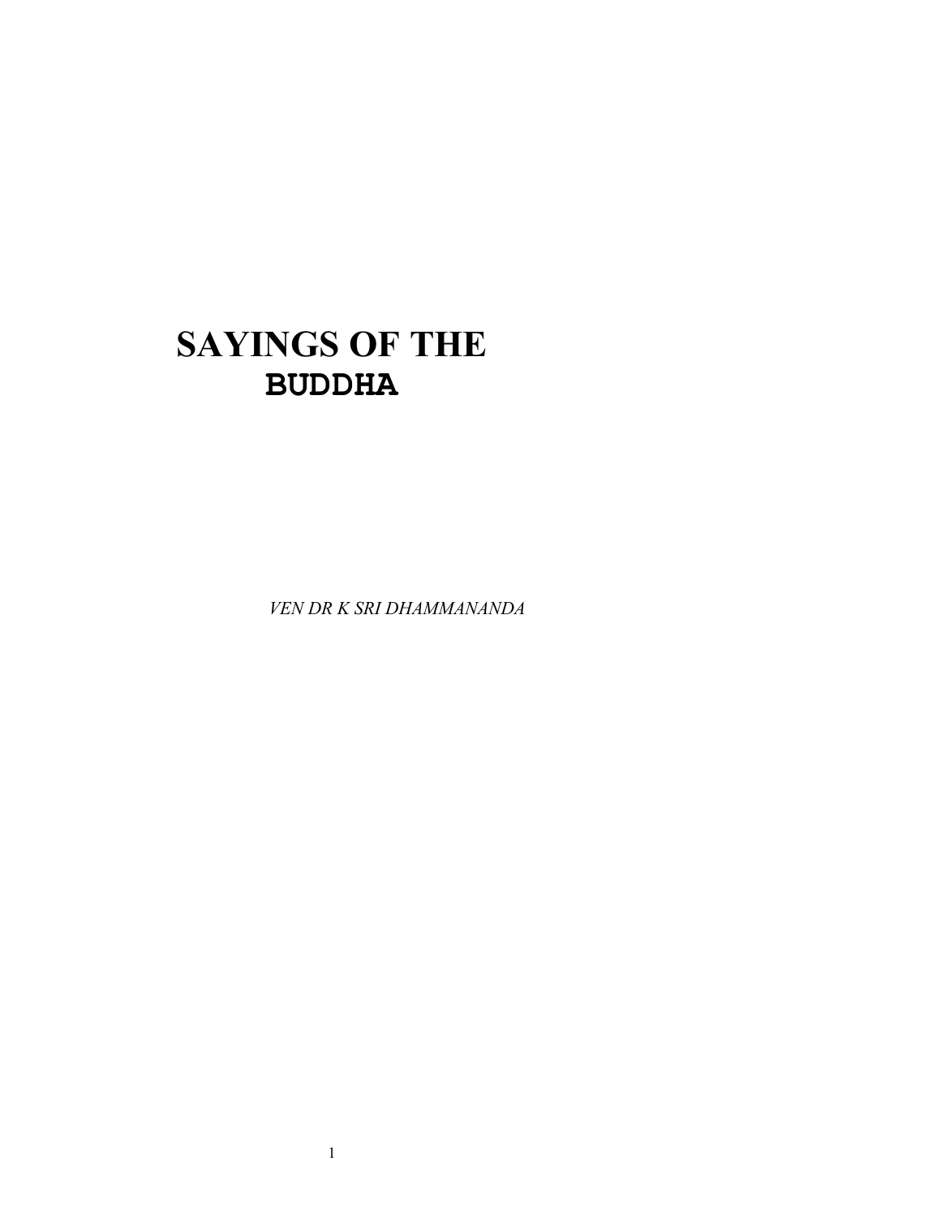# SAYINGS OF THE BUDDHA

*VEN DR K SRI DHAMMANANDA*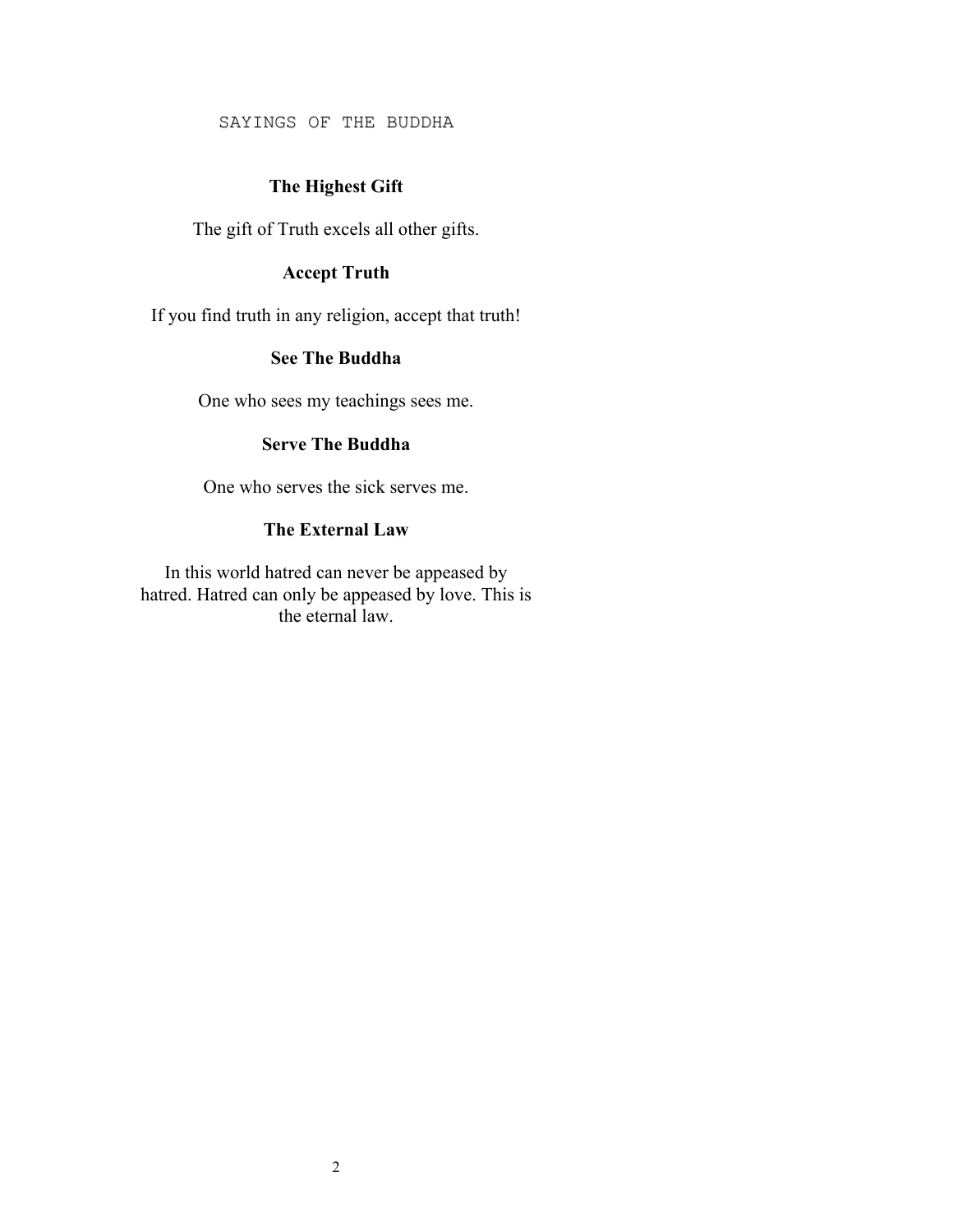# SAYINGS OF THE BUDDHA

## The Highest Gift

The gift of Truth excels all other gifts.

## Accept Truth

If you find truth in any religion, accept that truth!

## See The Buddha

One who sees my teachings sees me.

## Serve The Buddha

One who serves the sick serves me.

## The External Law

In this world hatred can never be appeased by hatred. Hatred can only be appeased by love. This is the eternal law.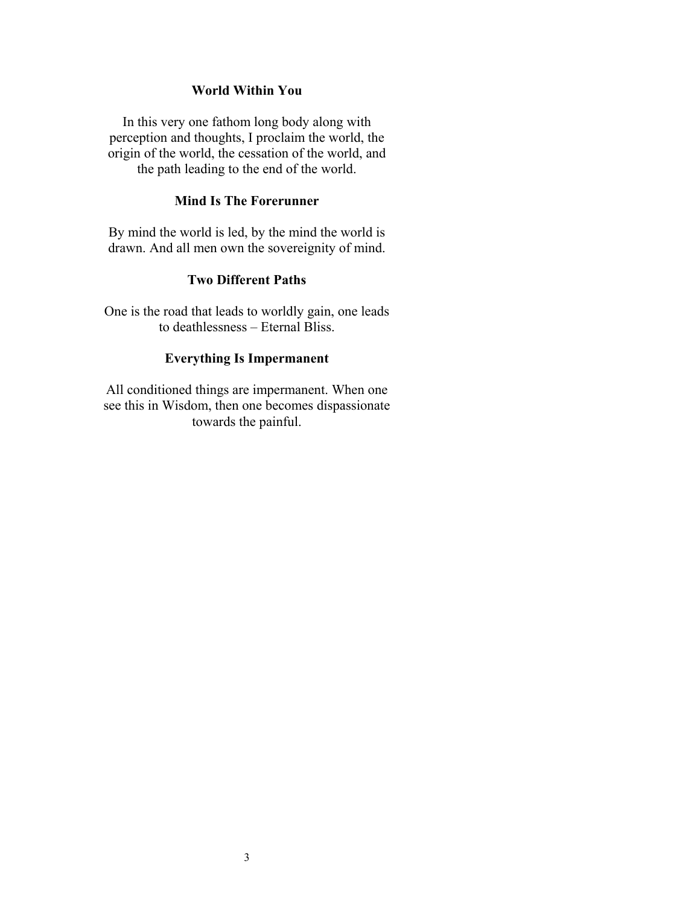**World Within You**

In this very one fathom long body along with perception and thoughts, I proclaim the world, the origin of the world, the cessation of the world, and the path leading to the end of the world.

**Mind Is The Forerunner**

By mind the world is led, by the mind the world is drawn. And all men own the sovereignity of mind.

**Two Different Paths**

One is the road that leads to worldly gain, one leads to deathlessness – Eternal Bliss.

**Everything Is Impermanent**

All conditioned things are impermanent. When one see this in Wisdom, then one becomes dispassionate towards the painful.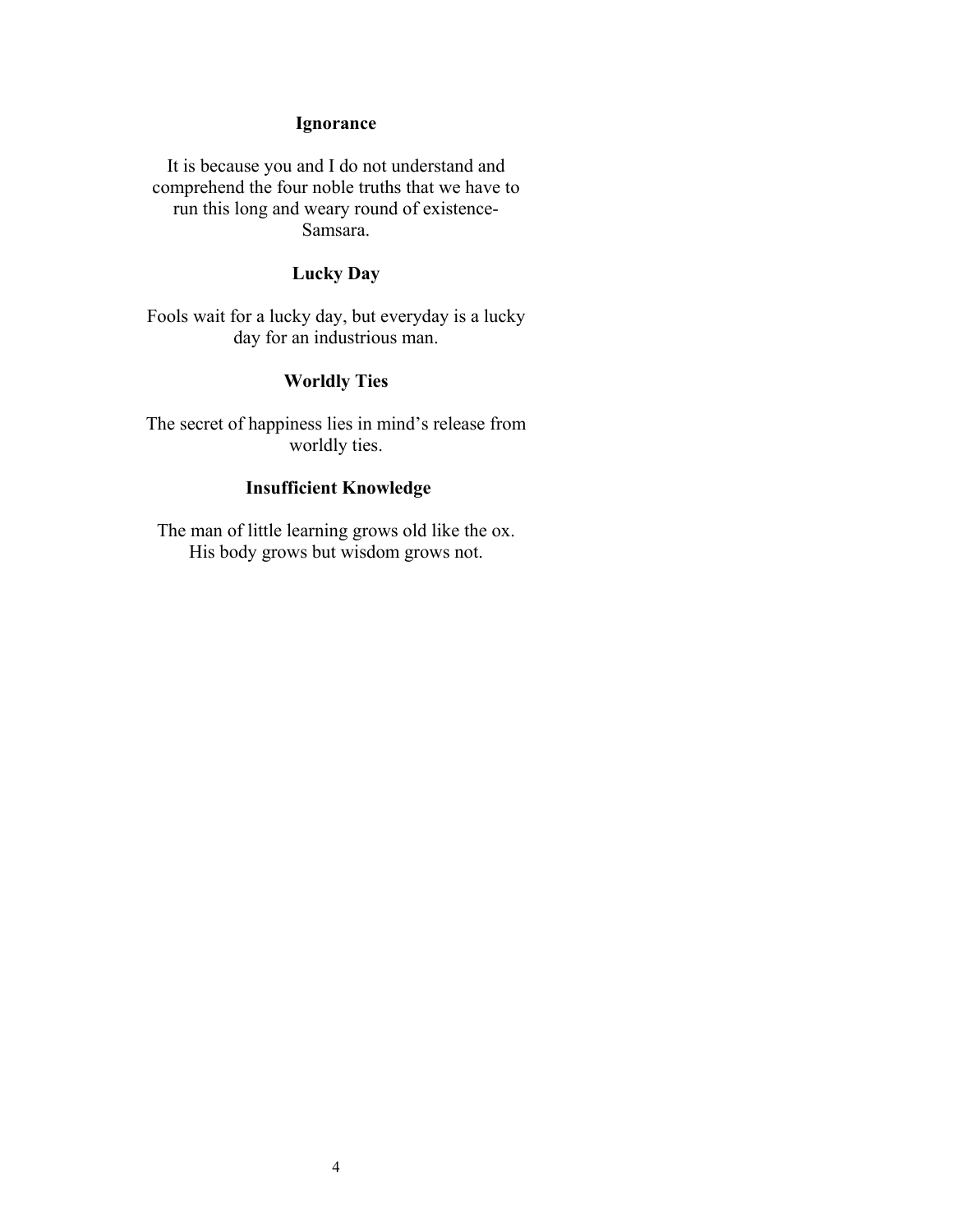### Ignorance

It is because you and I do not understand and comprehend the four noble truths that we have to run this long and weary round of existence-Samsara.

### Lucky Day

Fools wait for a lucky day, but everyday is a lucky day for an industrious man.

### Worldly Ties

The secret of happiness lies in mind's release from worldly ties.

### Insufficient Knowledge

The man of little learning grows old like the ox. His body grows but wisdom grows not.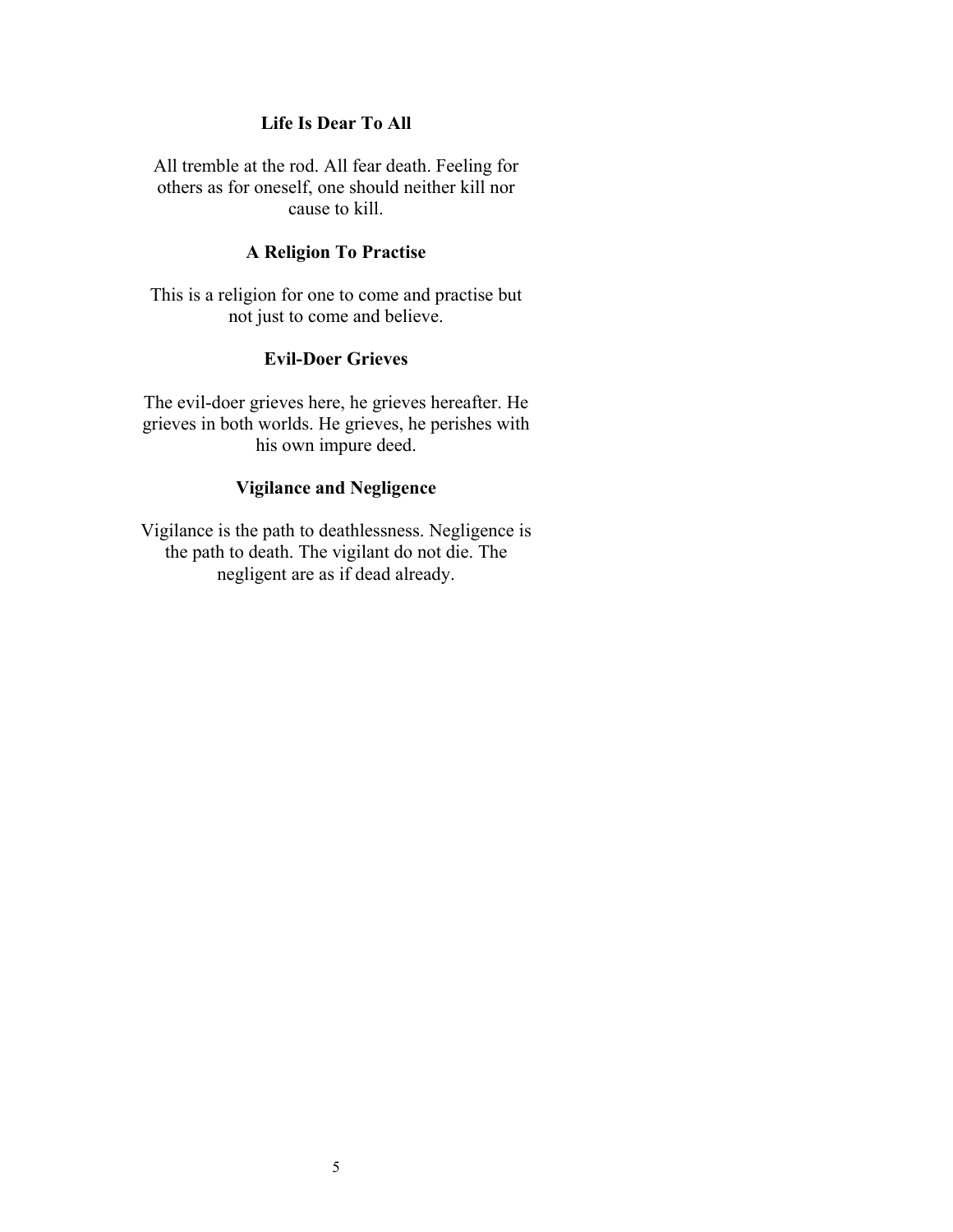### Life Is Dear To All

All tremble at the rod. All fear death. Feeling for others as for oneself, one should neither kill nor cause to kill.

### A Religion To Practise

This is a religion for one to come and practise but not just to come and believe.

### Evil-Doer Grieves

The evil-doer grieves here, he grieves hereafter. He grieves in both worlds. He grieves, he perishes with his own impure deed.

### Vigilance and Negligence

Vigilance is the path to deathlessness. Negligence is the path to death. The vigilant do not die. The negligent are as if dead already.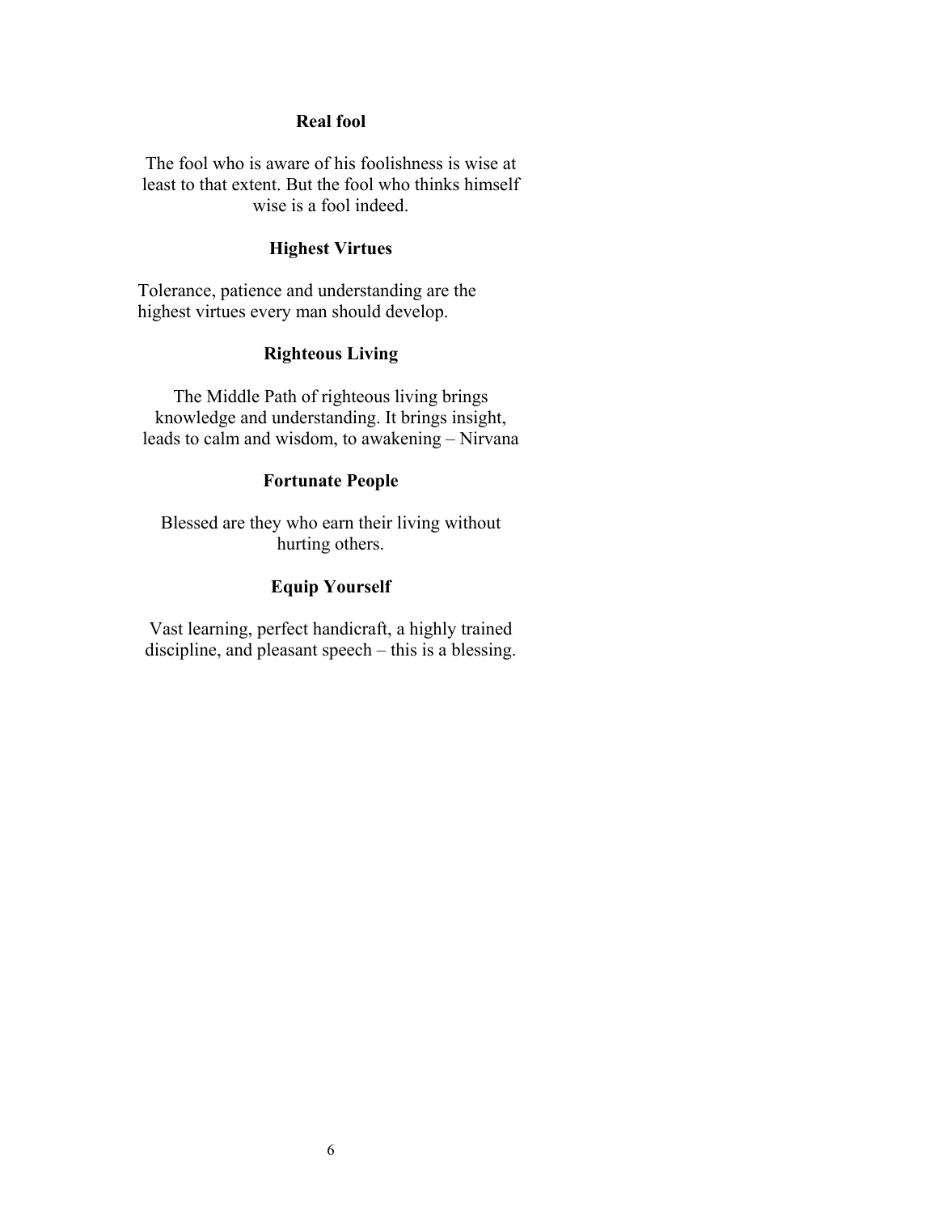### Real fool

The fool who is aware of his foolishness is wise at least to that extent. But the fool who thinks himself wise is a fool indeed.

### Highest Virtues

Tolerance, patience and understanding are the highest virtues every man should develop.

### Righteous Living

The Middle Path of righteous living brings knowledge and understanding. It brings insight, leads to calm and wisdom, to awakening – Nirvana

### Fortunate People

Blessed are they who earn their living without hurting others.

### Equip Yourself

Vast learning, perfect handicraft, a highly trained discipline, and pleasant speech – this is a blessing.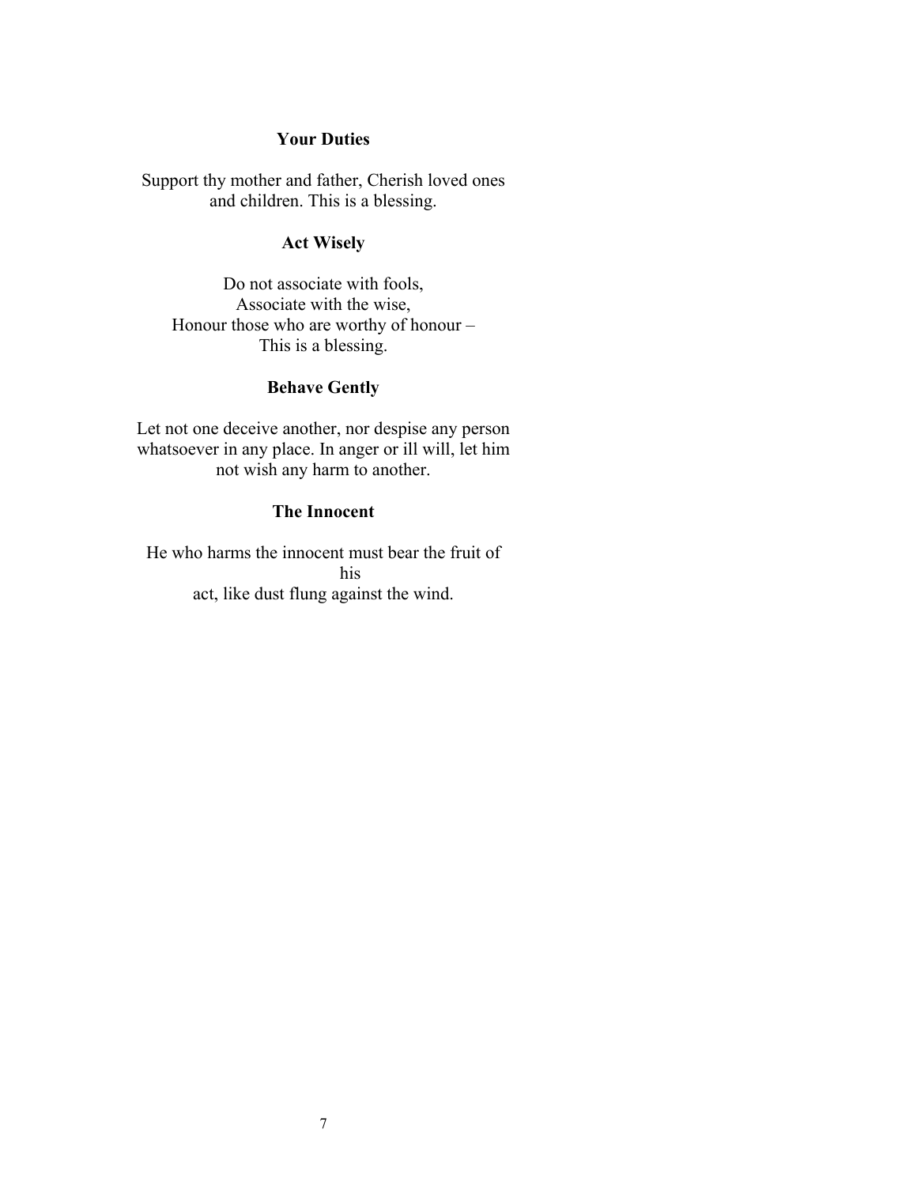### Your Duties

Support thy mother and father, Cherish loved ones and children. This is a blessing.

### Act Wisely

Do not associate with fools,
Associate with the wise,
Honour those who are worthy of honour –
This is a blessing.

### Behave Gently

Let not one deceive another, nor despise any person whatsoever in any place. In anger or ill will, let him not wish any harm to another.

### The Innocent

He who harms the innocent must bear the fruit of his
act, like dust flung against the wind.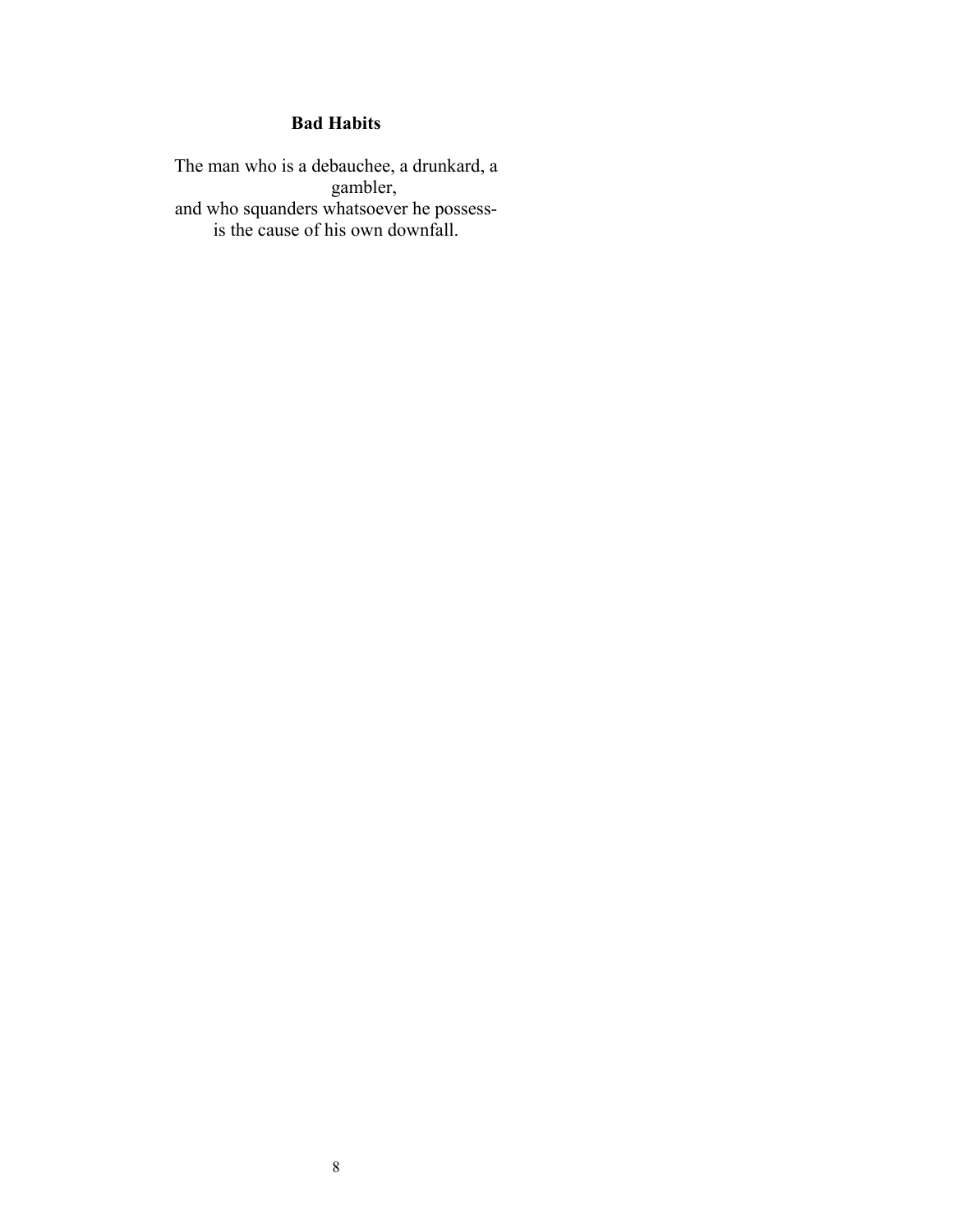**Bad Habits**

The man who is a debauchee, a drunkard, a gambler,
and who squanders whatsoever he possess-
is the cause of his own downfall.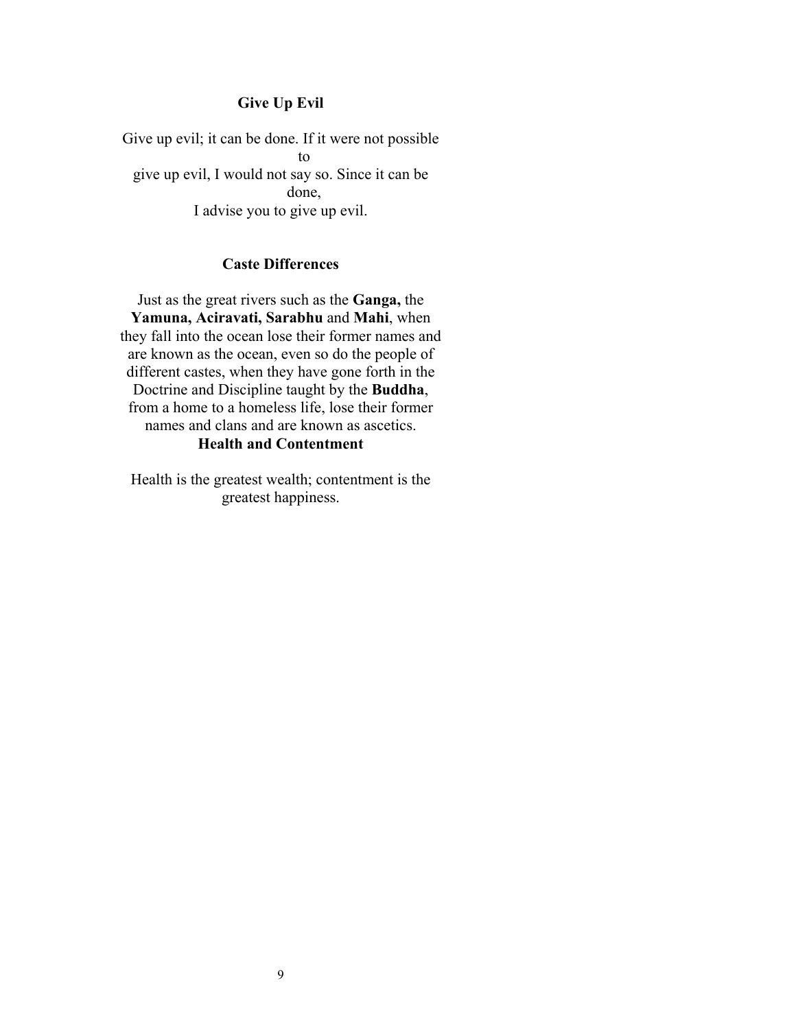## Give Up Evil

Give up evil; it can be done. If it were not possible to give up evil, I would not say so. Since it can be done, I advise you to give up evil.

## Caste Differences

Just as the great rivers such as the **Ganga,** the **Yamuna, Aciravati, Sarabhu** and **Mahi**, when they fall into the ocean lose their former names and are known as the ocean, even so do the people of different castes, when they have gone forth in the Doctrine and Discipline taught by the **Buddha**, from a home to a homeless life, lose their former names and clans and are known as ascetics.

## Health and Contentment

Health is the greatest wealth; contentment is the greatest happiness.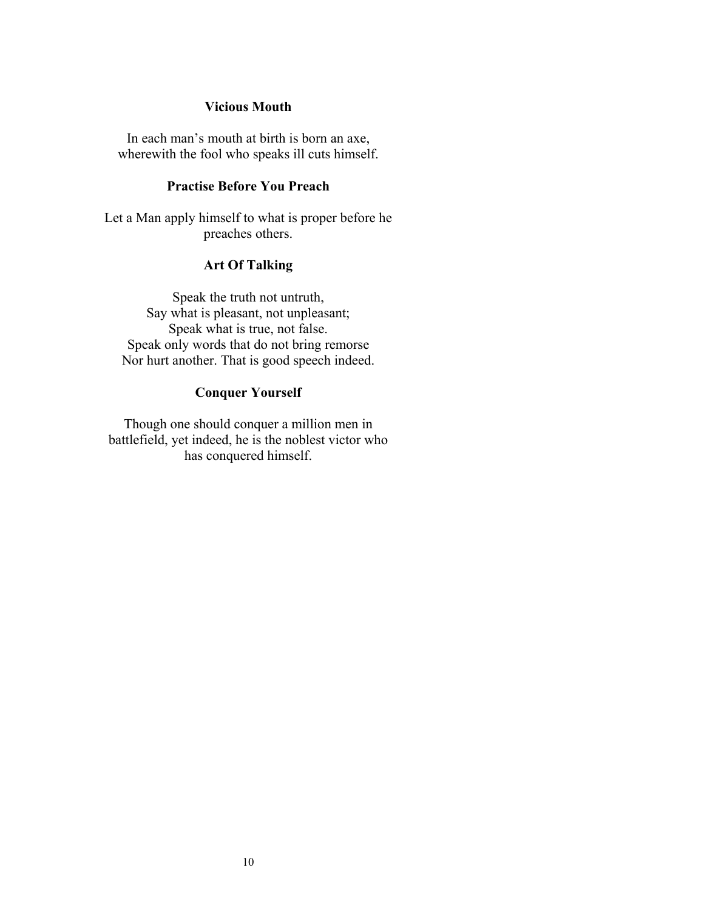### Vicious Mouth

In each man's mouth at birth is born an axe,
wherewith the fool who speaks ill cuts himself.

### Practise Before You Preach

Let a Man apply himself to what is proper before he preaches others.

### Art Of Talking

Speak the truth not untruth,
Say what is pleasant, not unpleasant;
Speak what is true, not false.
Speak only words that do not bring remorse
Nor hurt another. That is good speech indeed.

### Conquer Yourself

Though one should conquer a million men in battlefield, yet indeed, he is the noblest victor who has conquered himself.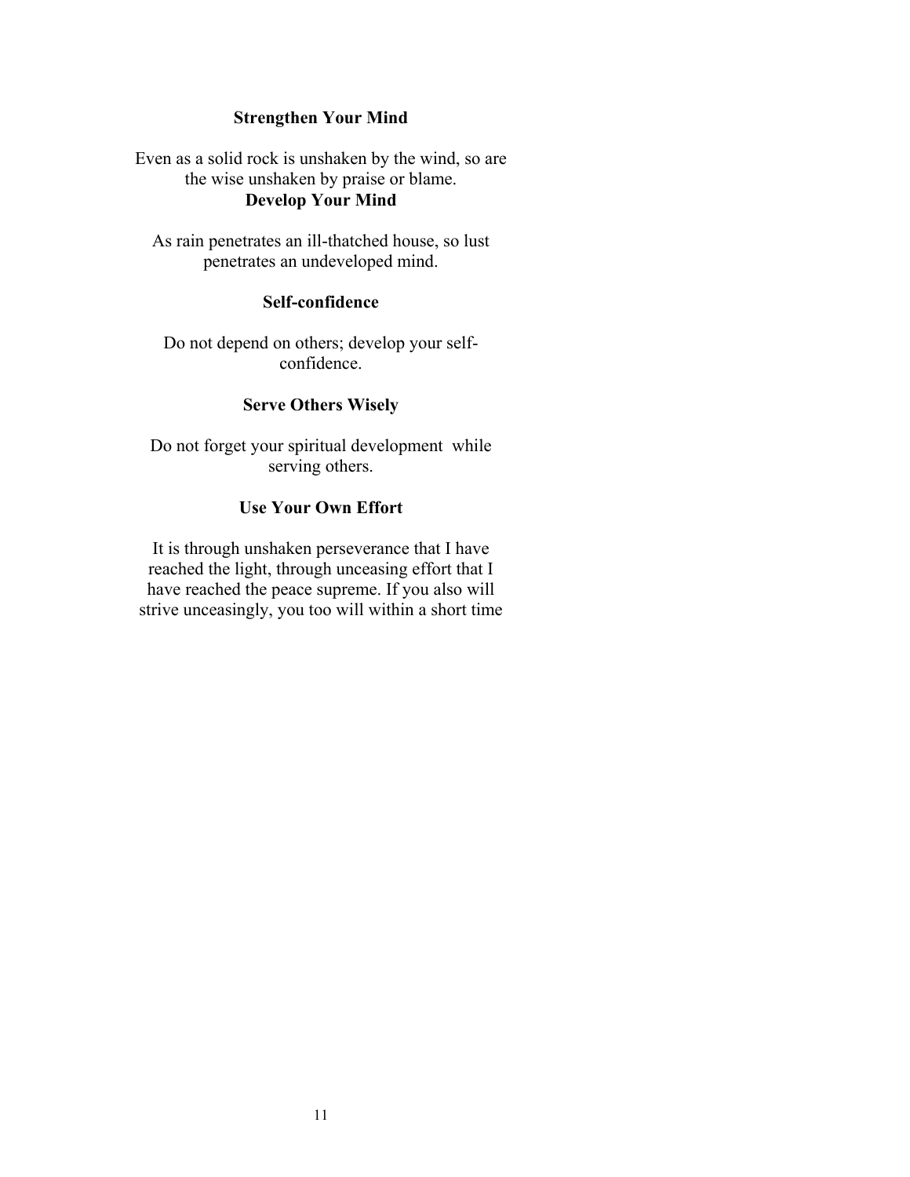### Strengthen Your Mind

Even as a solid rock is unshaken by the wind, so are the wise unshaken by praise or blame.

### Develop Your Mind

As rain penetrates an ill-thatched house, so lust penetrates an undeveloped mind.

### Self-confidence

Do not depend on others; develop your self-confidence.

### Serve Others Wisely

Do not forget your spiritual development while serving others.

### Use Your Own Effort

It is through unshaken perseverance that I have reached the light, through unceasing effort that I have reached the peace supreme. If you also will strive unceasingly, you too will within a short time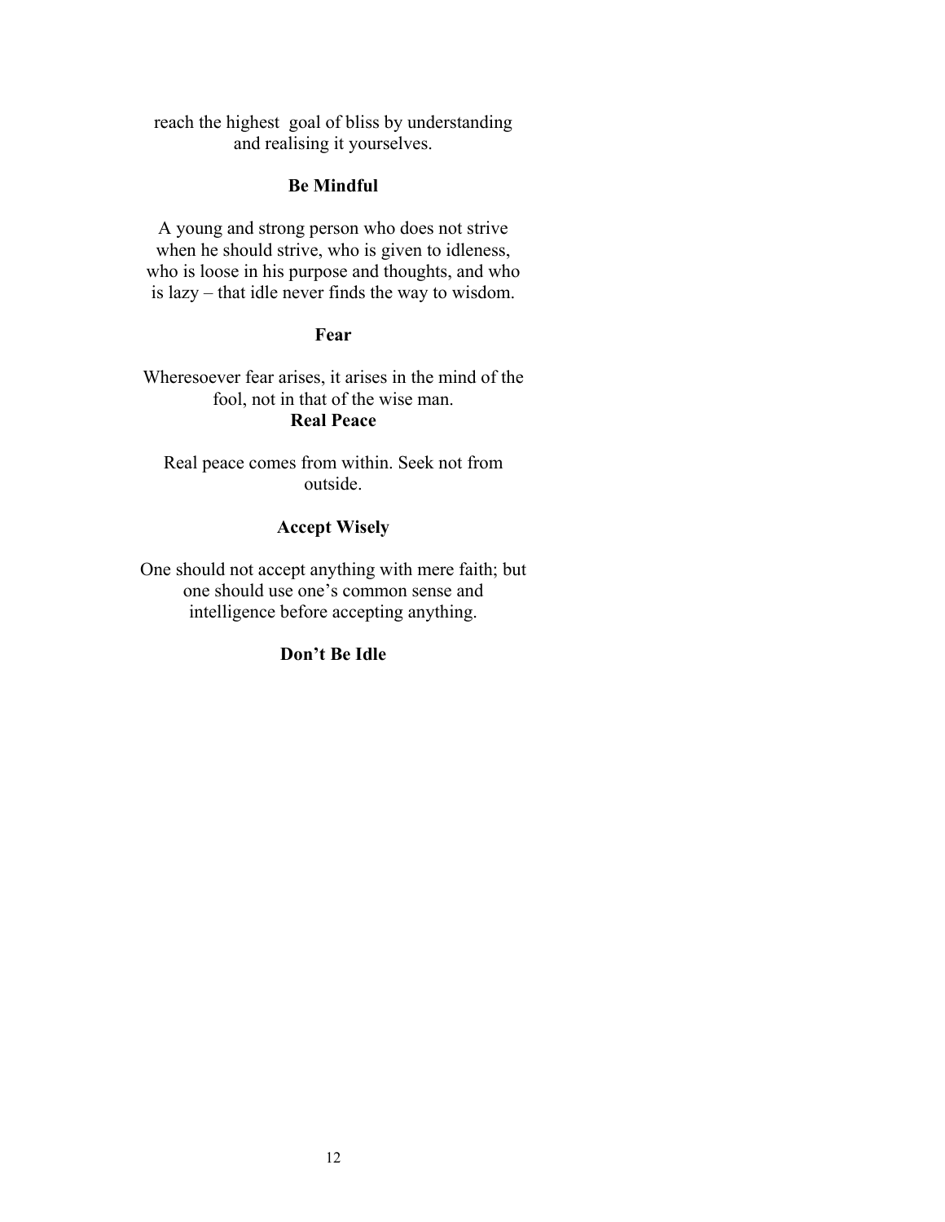reach the highest goal of bliss by understanding and realising it yourselves.

**Be Mindful**

A young and strong person who does not strive when he should strive, who is given to idleness, who is loose in his purpose and thoughts, and who is lazy – that idle never finds the way to wisdom.

**Fear**

Wheresoever fear arises, it arises in the mind of the fool, not in that of the wise man.

**Real Peace**

Real peace comes from within. Seek not from outside.

**Accept Wisely**

One should not accept anything with mere faith; but one should use one's common sense and intelligence before accepting anything.

**Don't Be Idle**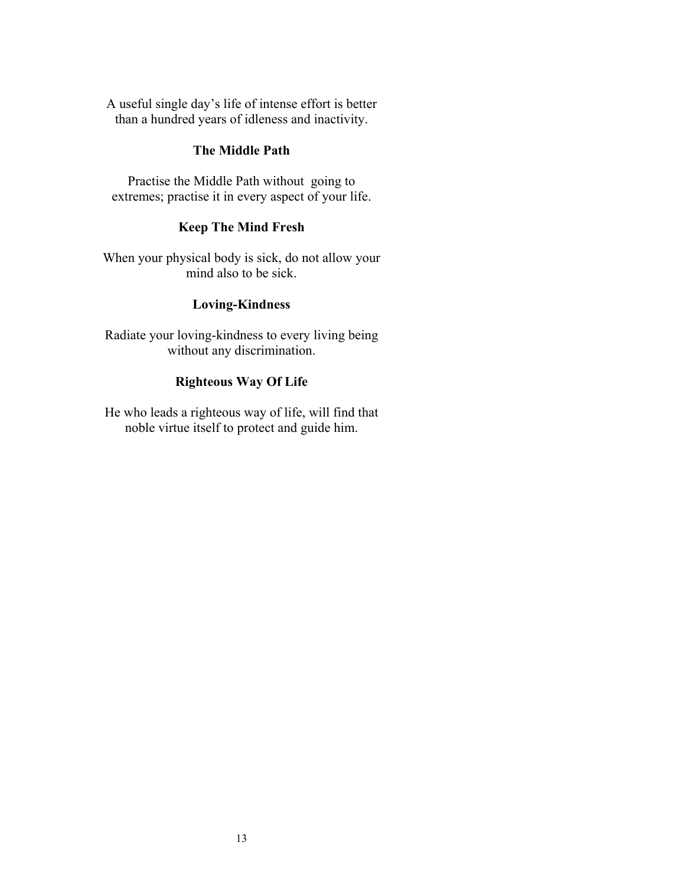A useful single day's life of intense effort is better than a hundred years of idleness and inactivity.

### The Middle Path

Practise the Middle Path without going to extremes; practise it in every aspect of your life.

### Keep The Mind Fresh

When your physical body is sick, do not allow your mind also to be sick.

### Loving-Kindness

Radiate your loving-kindness to every living being without any discrimination.

### Righteous Way Of Life

He who leads a righteous way of life, will find that noble virtue itself to protect and guide him.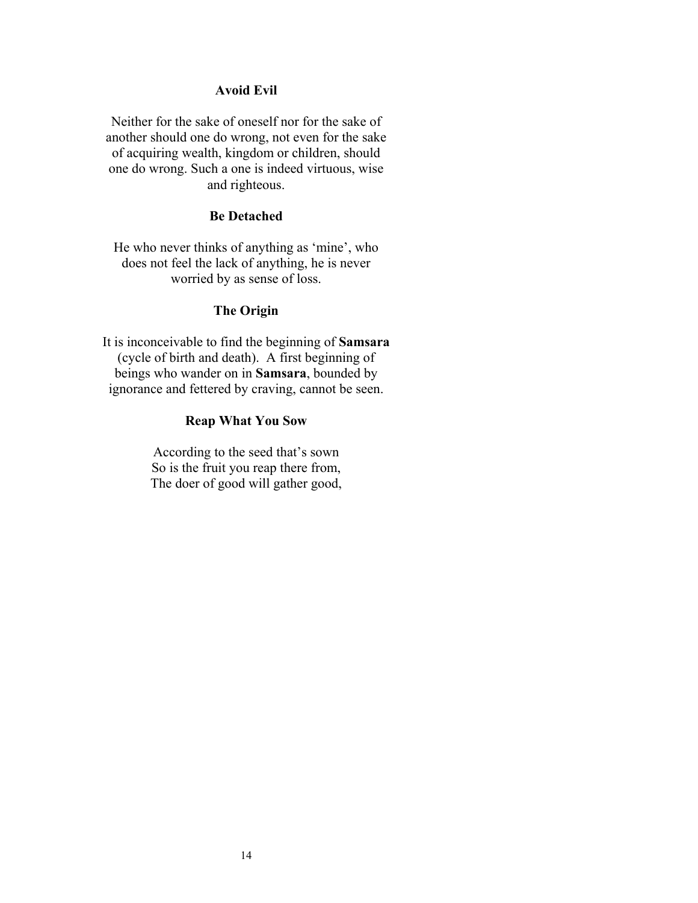### Avoid Evil

Neither for the sake of oneself nor for the sake of another should one do wrong, not even for the sake of acquiring wealth, kingdom or children, should one do wrong. Such a one is indeed virtuous, wise and righteous.

### Be Detached

He who never thinks of anything as 'mine', who does not feel the lack of anything, he is never worried by as sense of loss.

### The Origin

It is inconceivable to find the beginning of **Samsara** (cycle of birth and death). A first beginning of beings who wander on in **Samsara**, bounded by ignorance and fettered by craving, cannot be seen.

### Reap What You Sow

According to the seed that's sown
So is the fruit you reap there from,
The doer of good will gather good,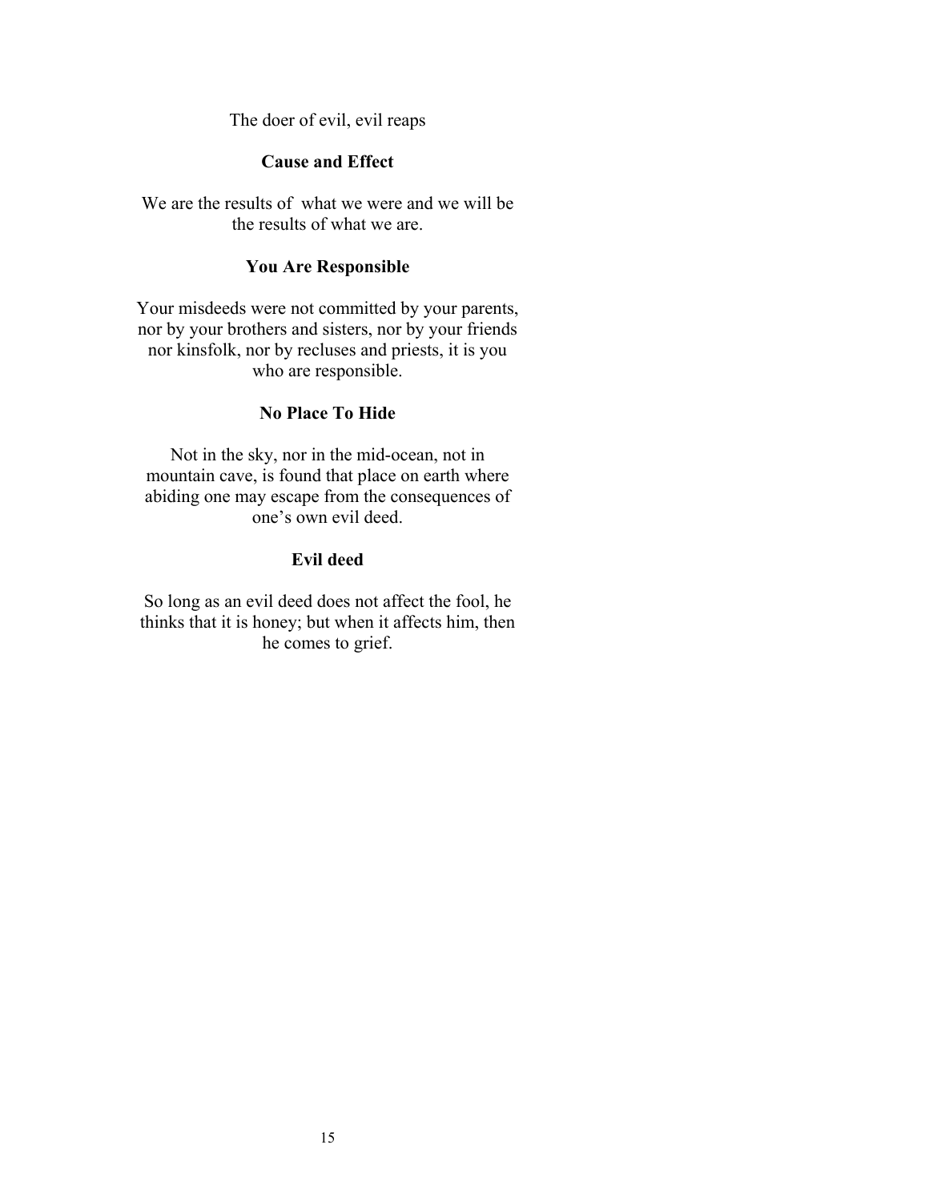The doer of evil, evil reaps

**Cause and Effect**

We are the results of what we were and we will be the results of what we are.

**You Are Responsible**

Your misdeeds were not committed by your parents, nor by your brothers and sisters, nor by your friends nor kinsfolk, nor by recluses and priests, it is you who are responsible.

**No Place To Hide**

Not in the sky, nor in the mid-ocean, not in mountain cave, is found that place on earth where abiding one may escape from the consequences of one's own evil deed.

**Evil deed**

So long as an evil deed does not affect the fool, he thinks that it is honey; but when it affects him, then he comes to grief.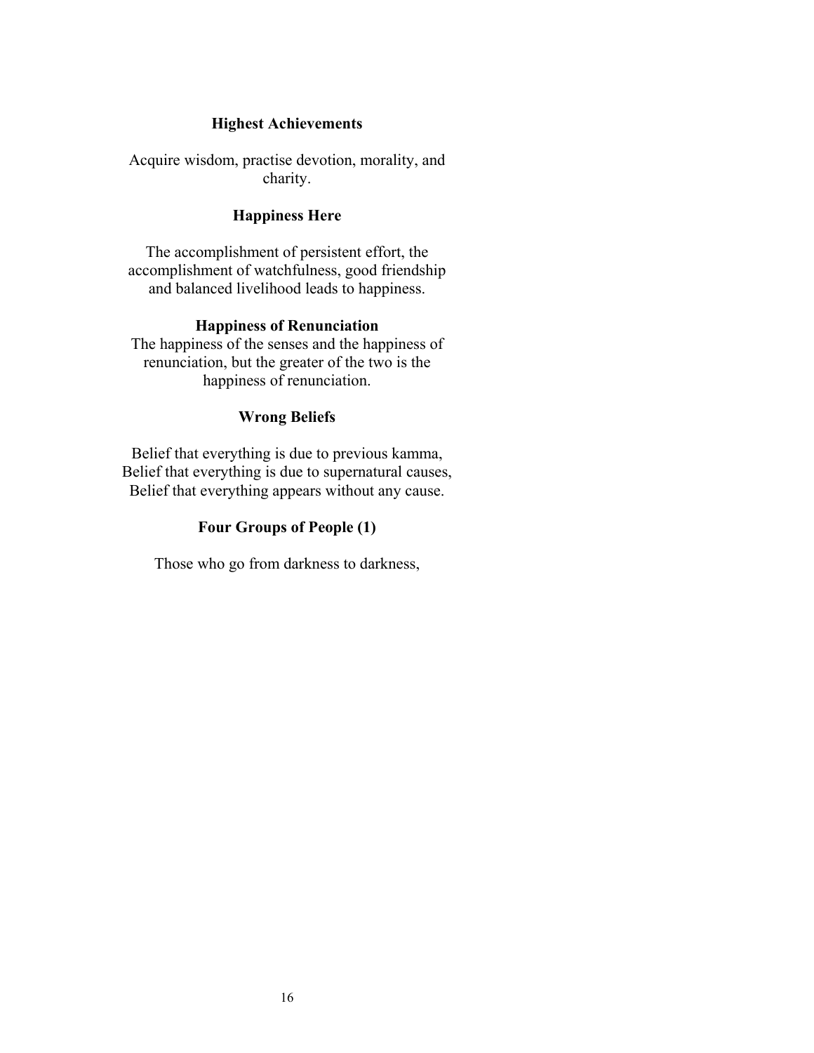### Highest Achievements

Acquire wisdom, practise devotion, morality, and charity.

### Happiness Here

The accomplishment of persistent effort, the accomplishment of watchfulness, good friendship and balanced livelihood leads to happiness.

### Happiness of Renunciation

The happiness of the senses and the happiness of renunciation, but the greater of the two is the happiness of renunciation.

### Wrong Beliefs

Belief that everything is due to previous kamma,
Belief that everything is due to supernatural causes,
Belief that everything appears without any cause.

### Four Groups of People (1)

Those who go from darkness to darkness,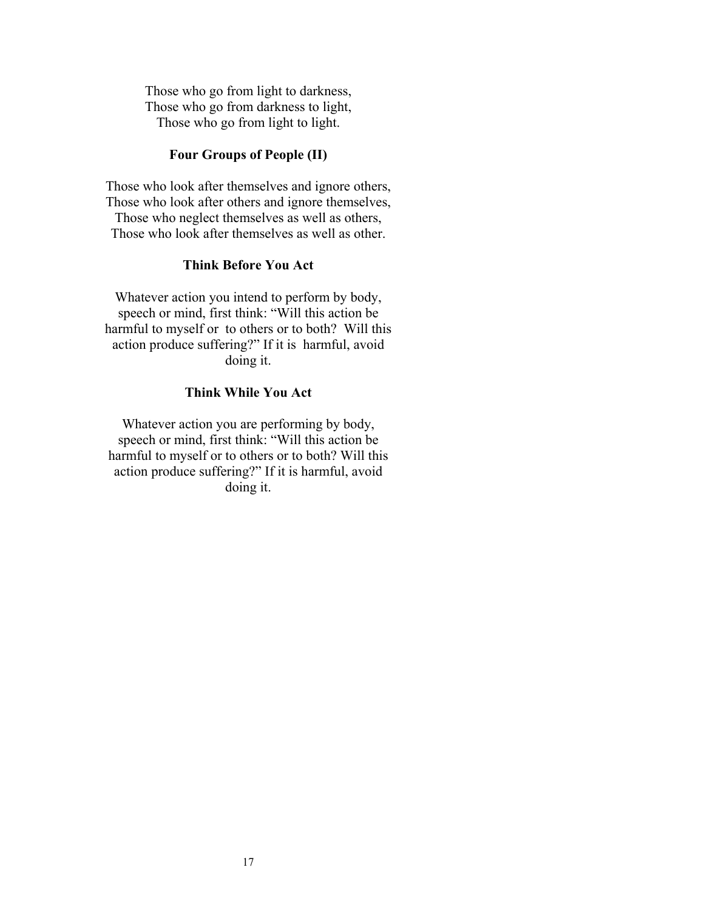Those who go from light to darkness,
Those who go from darkness to light,
Those who go from light to light.

**Four Groups of People (II)**

Those who look after themselves and ignore others,
Those who look after others and ignore themselves,
Those who neglect themselves as well as others,
Those who look after themselves as well as other.

**Think Before You Act**

Whatever action you intend to perform by body, speech or mind, first think: "Will this action be harmful to myself or to others or to both? Will this action produce suffering?" If it is harmful, avoid doing it.

**Think While You Act**

Whatever action you are performing by body, speech or mind, first think: "Will this action be harmful to myself or to others or to both? Will this action produce suffering?" If it is harmful, avoid doing it.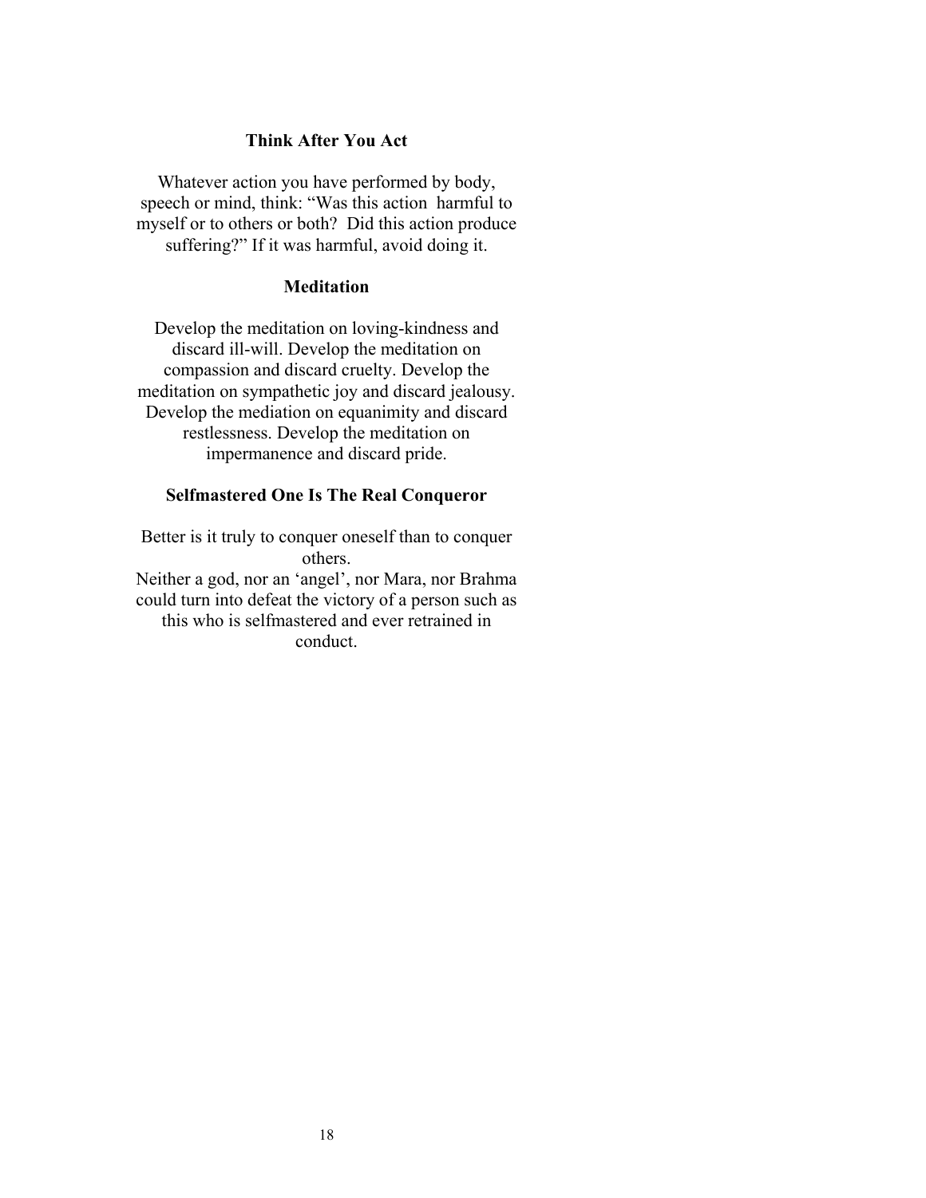**Think After You Act**

Whatever action you have performed by body, speech or mind, think: "Was this action harmful to myself or to others or both? Did this action produce suffering?" If it was harmful, avoid doing it.

**Meditation**

Develop the meditation on loving-kindness and discard ill-will. Develop the meditation on compassion and discard cruelty. Develop the meditation on sympathetic joy and discard jealousy. Develop the mediation on equanimity and discard restlessness. Develop the meditation on impermanence and discard pride.

**Selfmastered One Is The Real Conqueror**

Better is it truly to conquer oneself than to conquer others.
Neither a god, nor an 'angel', nor Mara, nor Brahma could turn into defeat the victory of a person such as this who is selfmastered and ever retrained in conduct.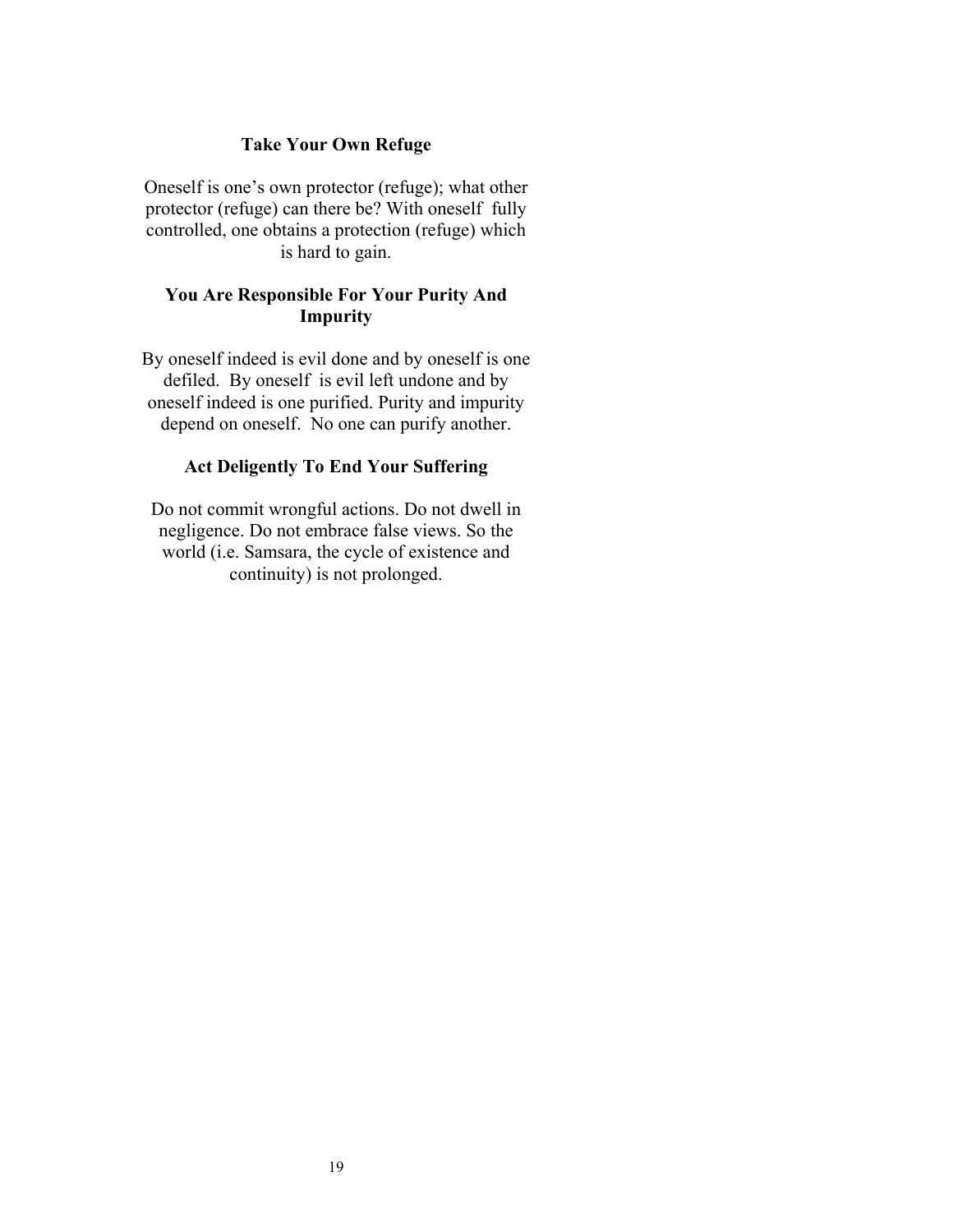### Take Your Own Refuge

Oneself is one's own protector (refuge); what other protector (refuge) can there be? With oneself fully controlled, one obtains a protection (refuge) which is hard to gain.

### You Are Responsible For Your Purity And Impurity

By oneself indeed is evil done and by oneself is one defiled. By oneself is evil left undone and by oneself indeed is one purified. Purity and impurity depend on oneself. No one can purify another.

### Act Deligently To End Your Suffering

Do not commit wrongful actions. Do not dwell in negligence. Do not embrace false views. So the world (i.e. Samsara, the cycle of existence and continuity) is not prolonged.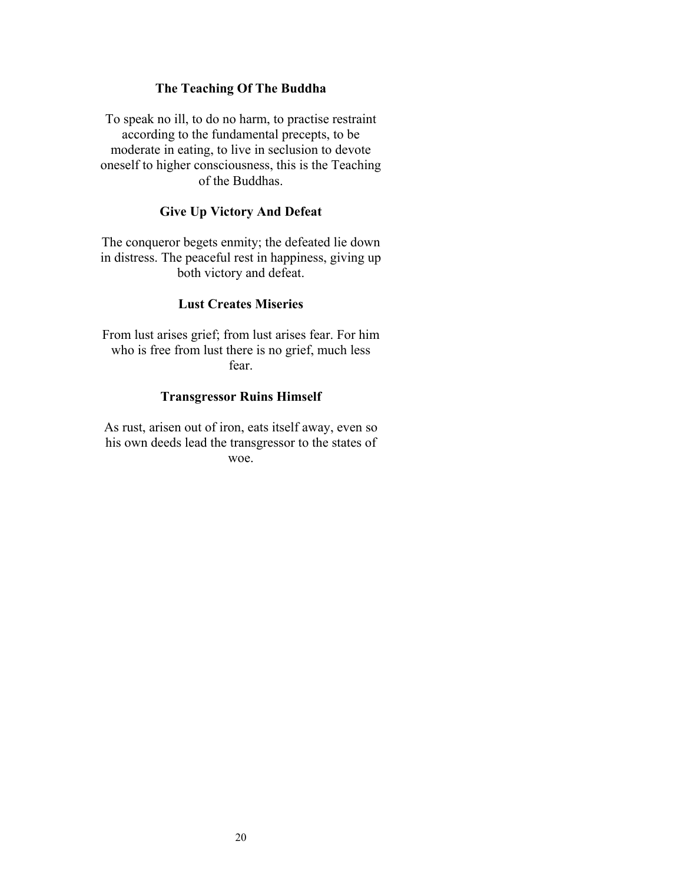### The Teaching Of The Buddha

To speak no ill, to do no harm, to practise restraint according to the fundamental precepts, to be moderate in eating, to live in seclusion to devote oneself to higher consciousness, this is the Teaching of the Buddhas.

### Give Up Victory And Defeat

The conqueror begets enmity; the defeated lie down in distress. The peaceful rest in happiness, giving up both victory and defeat.

### Lust Creates Miseries

From lust arises grief; from lust arises fear. For him who is free from lust there is no grief, much less fear.

### Transgressor Ruins Himself

As rust, arisen out of iron, eats itself away, even so his own deeds lead the transgressor to the states of woe.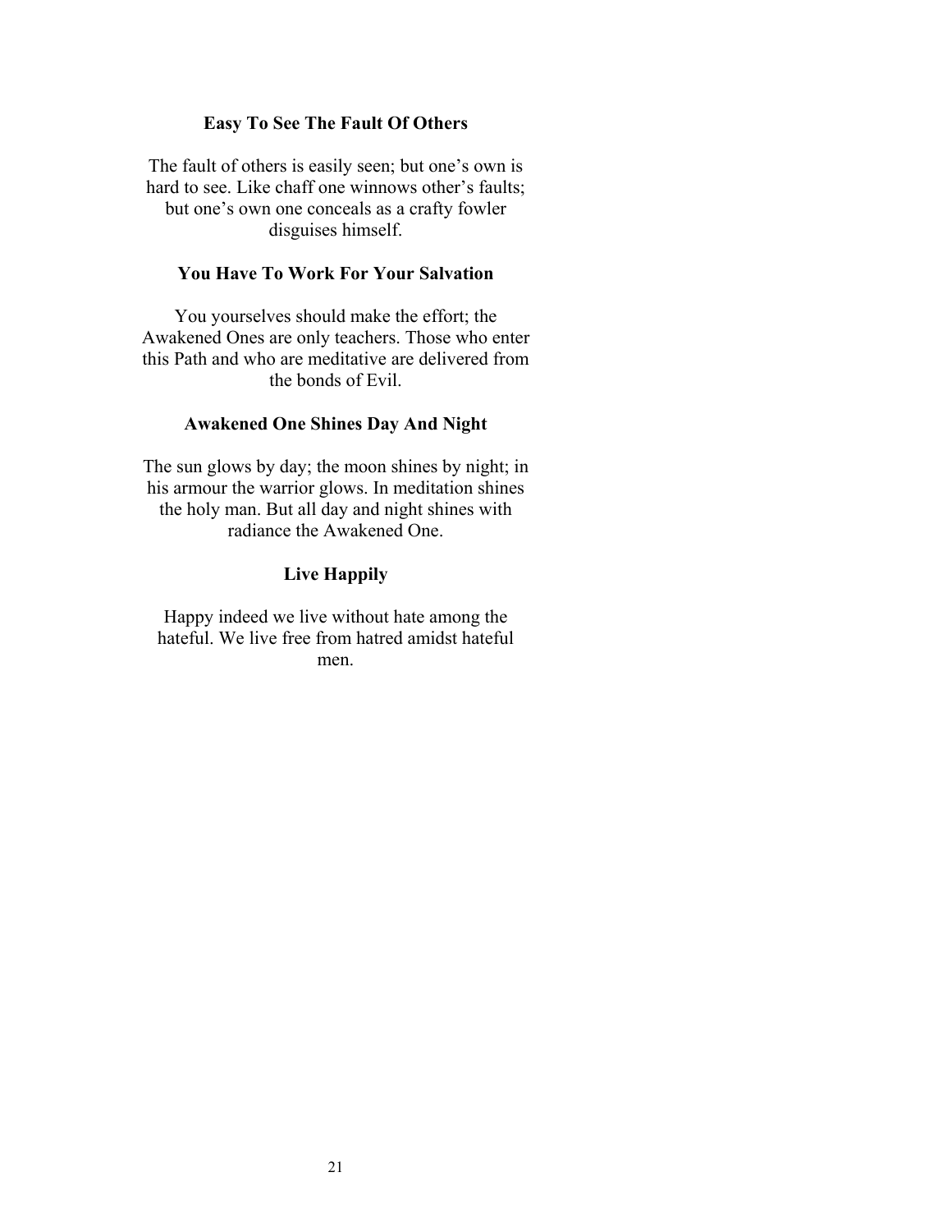### Easy To See The Fault Of Others

The fault of others is easily seen; but one's own is hard to see. Like chaff one winnows other's faults; but one's own one conceals as a crafty fowler disguises himself.

### You Have To Work For Your Salvation

You yourselves should make the effort; the Awakened Ones are only teachers. Those who enter this Path and who are meditative are delivered from the bonds of Evil.

### Awakened One Shines Day And Night

The sun glows by day; the moon shines by night; in his armour the warrior glows. In meditation shines the holy man. But all day and night shines with radiance the Awakened One.

### Live Happily

Happy indeed we live without hate among the hateful. We live free from hatred amidst hateful men.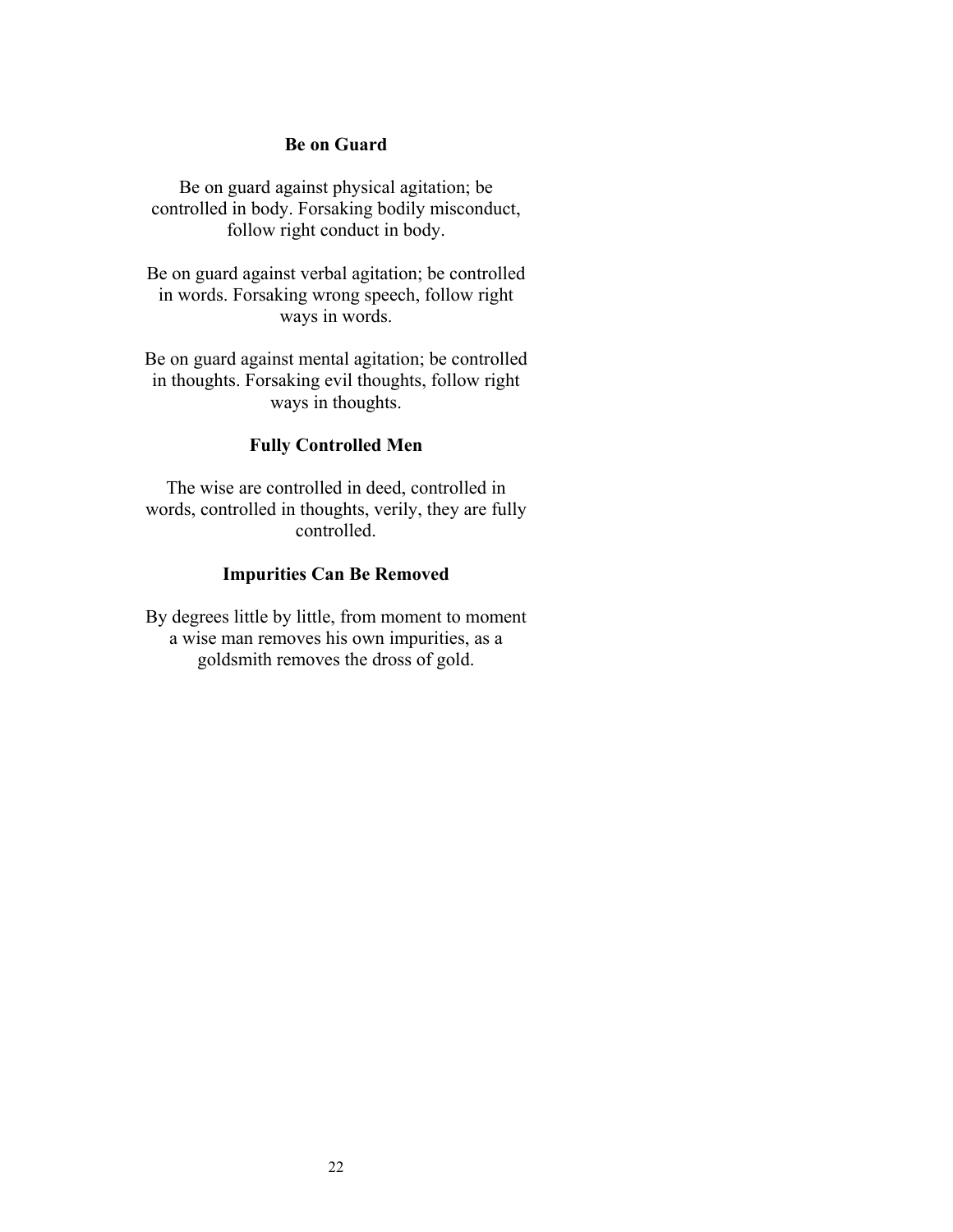### Be on Guard

Be on guard against physical agitation; be controlled in body. Forsaking bodily misconduct, follow right conduct in body.

Be on guard against verbal agitation; be controlled in words. Forsaking wrong speech, follow right ways in words.

Be on guard against mental agitation; be controlled in thoughts. Forsaking evil thoughts, follow right ways in thoughts.

### Fully Controlled Men

The wise are controlled in deed, controlled in words, controlled in thoughts, verily, they are fully controlled.

### Impurities Can Be Removed

By degrees little by little, from moment to moment a wise man removes his own impurities, as a goldsmith removes the dross of gold.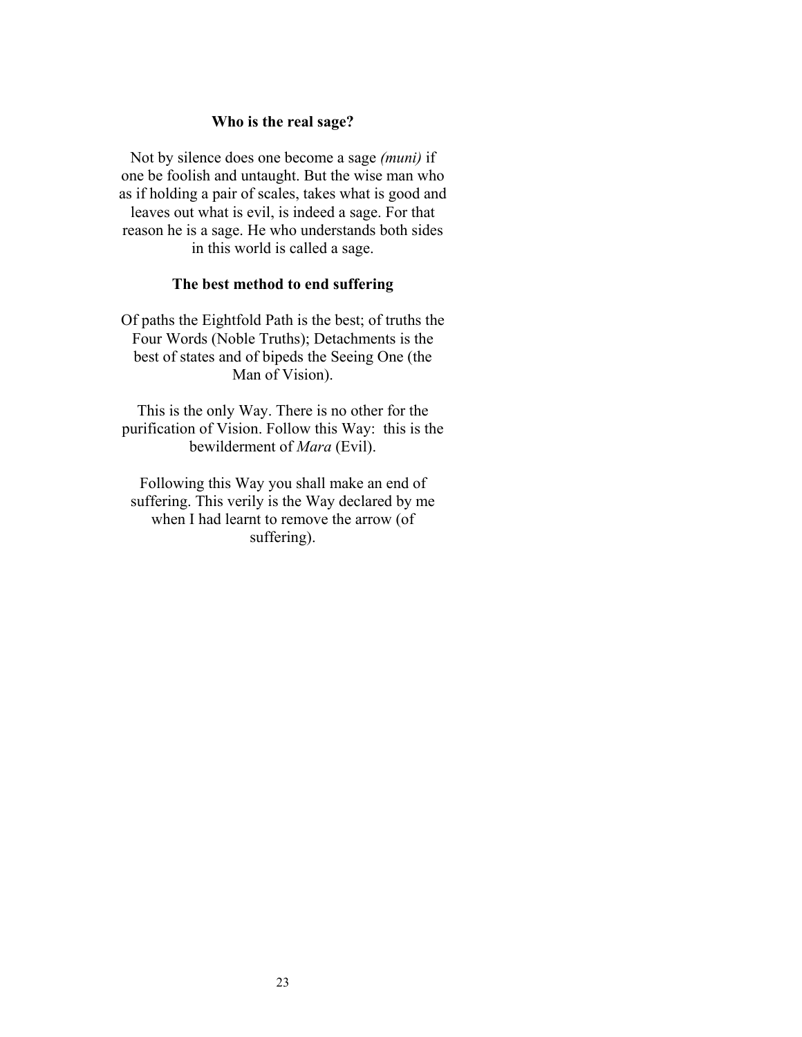**Who is the real sage?**

Not by silence does one become a sage *(muni)* if one be foolish and untaught. But the wise man who as if holding a pair of scales, takes what is good and leaves out what is evil, is indeed a sage. For that reason he is a sage. He who understands both sides in this world is called a sage.

**The best method to end suffering**

Of paths the Eightfold Path is the best; of truths the Four Words (Noble Truths); Detachments is the best of states and of bipeds the Seeing One (the Man of Vision).

This is the only Way. There is no other for the purification of Vision. Follow this Way: this is the bewilderment of *Mara* (Evil).

Following this Way you shall make an end of suffering. This verily is the Way declared by me when I had learnt to remove the arrow (of suffering).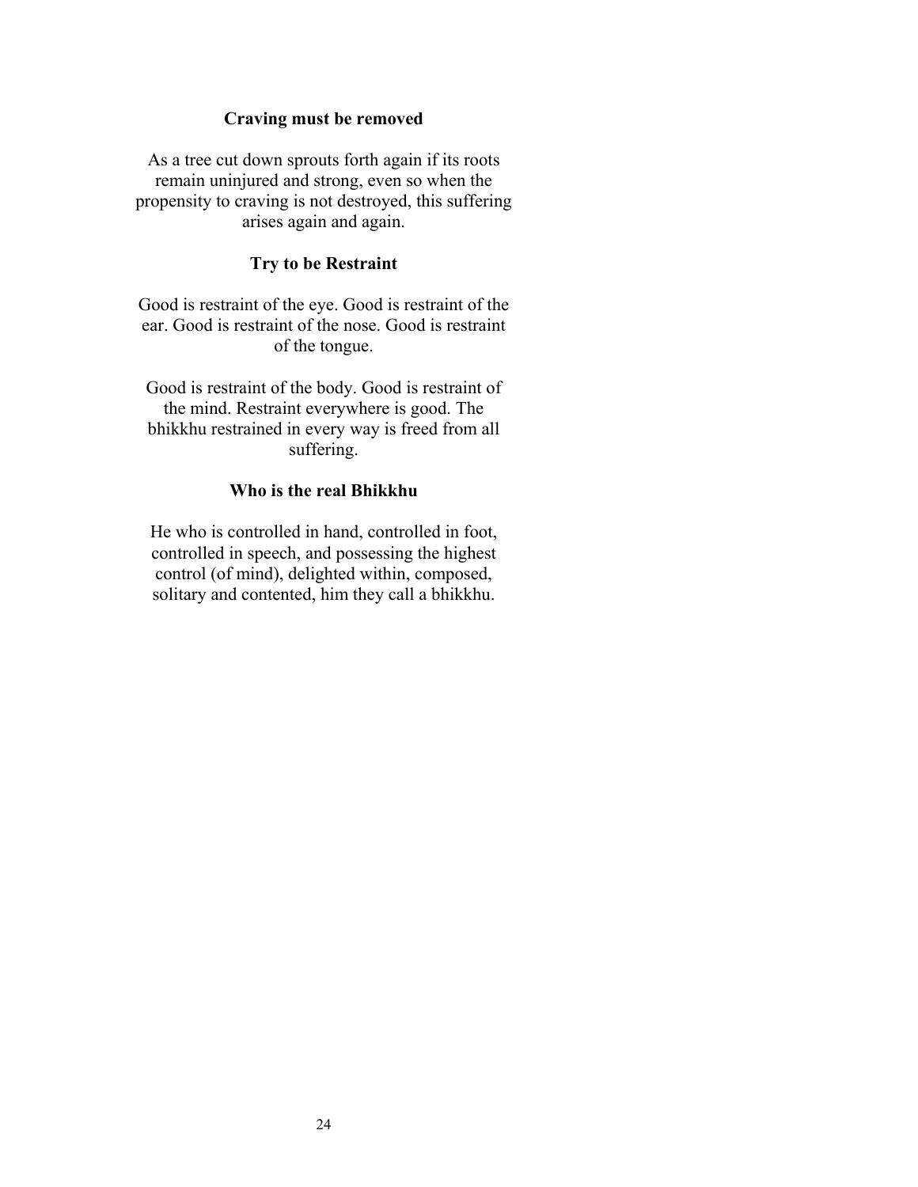### Craving must be removed

As a tree cut down sprouts forth again if its roots remain uninjured and strong, even so when the propensity to craving is not destroyed, this suffering arises again and again.

### Try to be Restraint

Good is restraint of the eye. Good is restraint of the ear. Good is restraint of the nose. Good is restraint of the tongue.

Good is restraint of the body. Good is restraint of the mind. Restraint everywhere is good. The bhikkhu restrained in every way is freed from all suffering.

### Who is the real Bhikkhu

He who is controlled in hand, controlled in foot, controlled in speech, and possessing the highest control (of mind), delighted within, composed, solitary and contented, him they call a bhikkhu.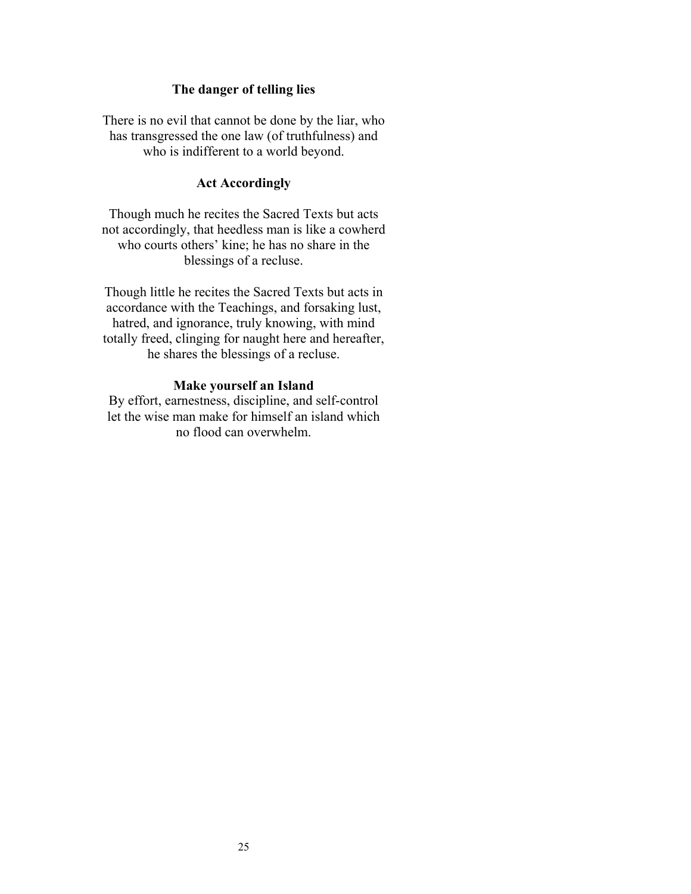### The danger of telling lies

There is no evil that cannot be done by the liar, who has transgressed the one law (of truthfulness) and who is indifferent to a world beyond.

### Act Accordingly

Though much he recites the Sacred Texts but acts not accordingly, that heedless man is like a cowherd who courts others' kine; he has no share in the blessings of a recluse.

Though little he recites the Sacred Texts but acts in accordance with the Teachings, and forsaking lust, hatred, and ignorance, truly knowing, with mind totally freed, clinging for naught here and hereafter, he shares the blessings of a recluse.

### Make yourself an Island

By effort, earnestness, discipline, and self-control let the wise man make for himself an island which no flood can overwhelm.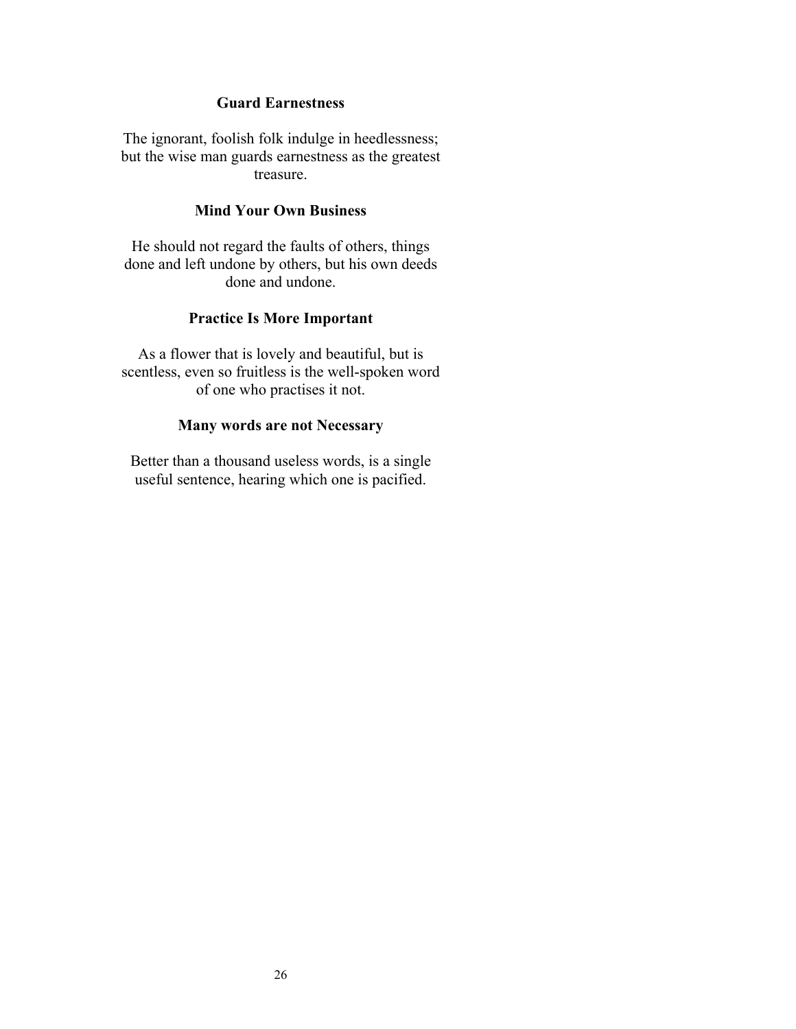### Guard Earnestness

The ignorant, foolish folk indulge in heedlessness; but the wise man guards earnestness as the greatest treasure.

### Mind Your Own Business

He should not regard the faults of others, things done and left undone by others, but his own deeds done and undone.

### Practice Is More Important

As a flower that is lovely and beautiful, but is scentless, even so fruitless is the well-spoken word of one who practises it not.

### Many words are not Necessary

Better than a thousand useless words, is a single useful sentence, hearing which one is pacified.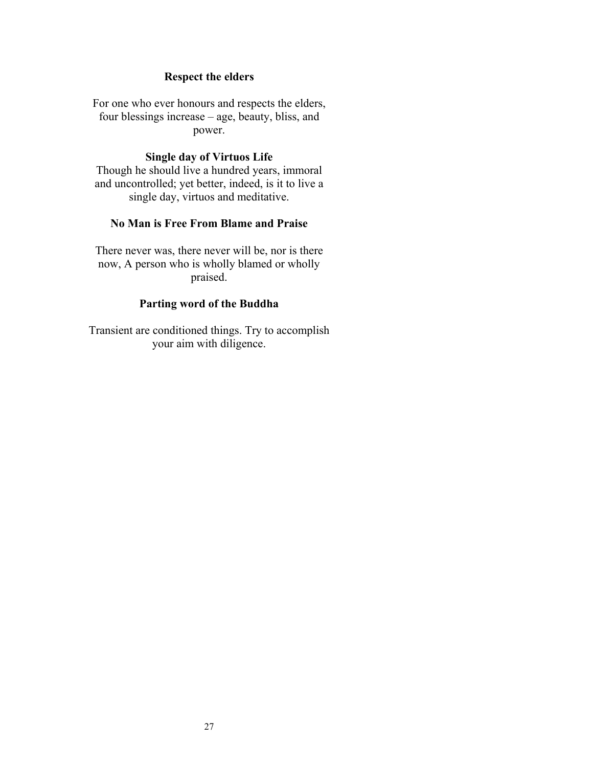**Respect the elders**

For one who ever honours and respects the elders, four blessings increase – age, beauty, bliss, and power.

**Single day of Virtuos Life**

Though he should live a hundred years, immoral and uncontrolled; yet better, indeed, is it to live a single day, virtuos and meditative.

**No Man is Free From Blame and Praise**

There never was, there never will be, nor is there now, A person who is wholly blamed or wholly praised.

**Parting word of the Buddha**

Transient are conditioned things. Try to accomplish your aim with diligence.